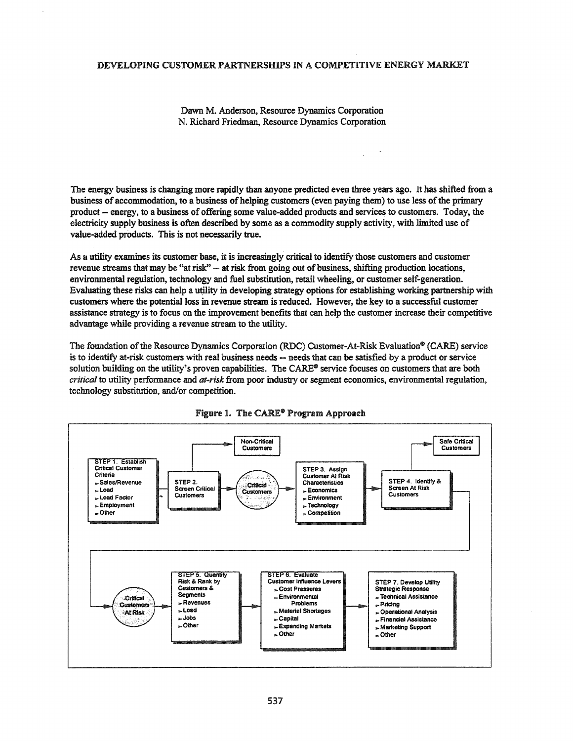# DEVELOPING CUSTOMER PARTNERSHIPS IN A COMPETITIVE ENERGY MARKET

Dawn M. Anderson, Resource Dynamics Corporation
N. Richard Friedman, Resource Dynamics Corporation

The energy business is changing more rapidly than anyone predicted even three years ago. It has shifted from a business of accommodation, to a business of helping customers (even paying them) to use less of the primary product -- energy, to a business of offering some value-added products and services to customers. Today, the electricity supply business is often described by some as a commodity supply activity, with limited use of value-added products. This is not necessarily true.

As a utility examines its customer base, it is increasingly critical to identify those customers and customer revenue streams that may be "at risk" -- at risk from going out of business, shifting production locations, environmental regulation, technology and fuel substitution, retail wheeling, or customer self-generation. Evaluating these risks can help a utility in developing strategy options for establishing working partnership with customers where the potential loss in revenue stream is reduced. However, the key to a successful customer assistance strategy is to focus on the improvement benefits that can help the customer increase their competitive advantage while providing a revenue stream to the utility.

The foundation of the Resource Dynamics Corporation (RDC) Customer-At-Risk Evaluation® (CARE) service is to identify at-risk customers with real business needs -- needs that can be satisfied by a product or service solution building on the utility's proven capabilities. The CARE® service focuses on customers that are both *critical* to utility performance and *at-risk* from poor industry or segment economics, environmental regulation, technology substitution, and/or competition.

**Figure 1. The CARE® Program Approach**

STEP 1. Establish Critical Customer Criteria
- Sales/Revenue
- Load
- Load Factor
- Employment
- Other

STEP 2. Screen Critical Customers

Non-Critical Customers

Critical Customers

STEP 3. Assign Customer At Risk Characteristics
- Economics
- Environment
- Technology
- Competition

STEP 4. Identify & Screen At Risk Customers

Safe Critical Customers

Critical Customers At Risk

STEP 5. Quantify Risk & Rank by Customers & Segments
- Revenues
- Load
- Jobs
- Other

STEP 6. Evaluate Customer Influence Levers
- Cost Pressures
- Environmental Problems
- Material Shortages
- Capital
- Expanding Markets
- Other

STEP 7. Develop Utility Strategic Response
- Technical Assistance
- Pricing
- Operational Analysis
- Financial Assistance
- Marketing Support
- Other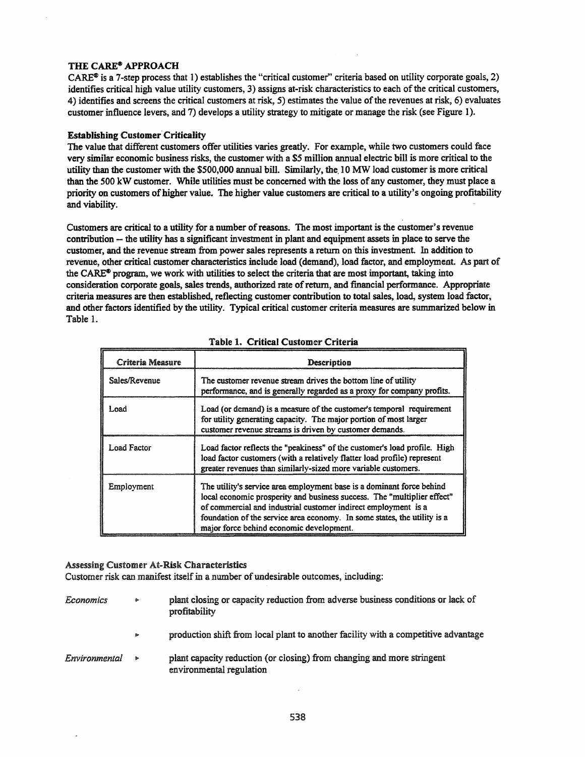### THE CARE® APPROACH

CARE® is a 7-step process that 1) establishes the "critical customer" criteria based on utility corporate goals, 2) identifies critical high value utility customers, 3) assigns at-risk characteristics to each of the critical customers, 4) identifies and screens the critical customers at risk, 5) estimates the value of the revenues at risk, 6) evaluates customer influence levers, and 7) develops a utility strategy to mitigate or manage the risk (see Figure 1).

#### Establishing Customer Criticality

The value that different customers offer utilities varies greatly. For example, while two customers could face very similar economic business risks, the customer with a $5 million annual electric bill is more critical to the utility than the customer with the $500,000 annual bill. Similarly, the 10 MW load customer is more critical than the 500 kW customer. While utilities must be concerned with the loss of any customer, they must place a priority on customers of higher value. The higher value customers are critical to a utility's ongoing profitability and viability.

Customers are critical to a utility for a number of reasons. The most important is the customer's revenue contribution -- the utility has a significant investment in plant and equipment assets in place to serve the customer, and the revenue stream from power sales represents a return on this investment. In addition to revenue, other critical customer characteristics include load (demand), load factor, and employment. As part of the CARE® program, we work with utilities to select the criteria that are most important, taking into consideration corporate goals, sales trends, authorized rate of return, and financial performance. Appropriate criteria measures are then established, reflecting customer contribution to total sales, load, system load factor, and other factors identified by the utility. Typical critical customer criteria measures are summarized below in Table 1.

**Table 1. Critical Customer Criteria**

| Criteria Measure | Description |
|---|---|
| Sales/Revenue | The customer revenue stream drives the bottom line of utility performance, and is generally regarded as a proxy for company profits. |
| Load | Load (or demand) is a measure of the customer's temporal requirement for utility generating capacity. The major portion of most larger customer revenue streams is driven by customer demands. |
| Load Factor | Load factor reflects the "peakiness" of the customer's load profile. High load factor customers (with a relatively flatter load profile) represent greater revenues than similarly-sized more variable customers. |
| Employment | The utility's service area employment base is a dominant force behind local economic prosperity and business success. The "multiplier effect" of commercial and industrial customer indirect employment is a foundation of the service area economy. In some states, the utility is a major force behind economic development. |

#### Assessing Customer At-Risk Characteristics

Customer risk can manifest itself in a number of undesirable outcomes, including:

*Economics*
- plant closing or capacity reduction from adverse business conditions or lack of profitability
- production shift from local plant to another facility with a competitive advantage

*Environmental*
- plant capacity reduction (or closing) from changing and more stringent environmental regulation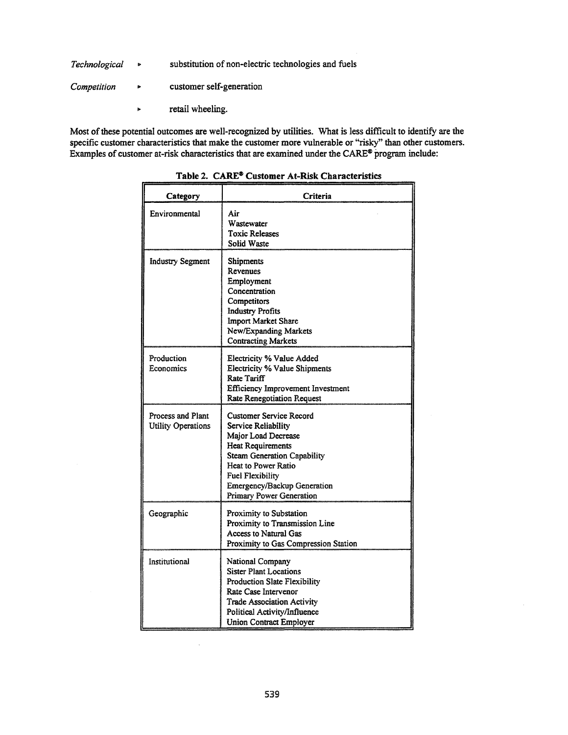*Technological* ▸ substitution of non-electric technologies and fuels

*Competition* ▸ customer self-generation

▸ retail wheeling.

Most of these potential outcomes are well-recognized by utilities. What is less difficult to identify are the specific customer characteristics that make the customer more vulnerable or "risky" than other customers. Examples of customer at-risk characteristics that are examined under the CARE® program include:

**Table 2. CARE® Customer At-Risk Characteristics**

| Category | Criteria |
|---|---|
| Environmental | Air<br>Wastewater<br>Toxic Releases<br>Solid Waste |
| Industry Segment | Shipments<br>Revenues<br>Employment<br>Concentration<br>Competitors<br>Industry Profits<br>Import Market Share<br>New/Expanding Markets<br>Contracting Markets |
| Production Economics | Electricity % Value Added<br>Electricity % Value Shipments<br>Rate Tariff<br>Efficiency Improvement Investment<br>Rate Renegotiation Request |
| Process and Plant Utility Operations | Customer Service Record<br>Service Reliability<br>Major Load Decrease<br>Heat Requirements<br>Steam Generation Capability<br>Heat to Power Ratio<br>Fuel Flexibility<br>Emergency/Backup Generation<br>Primary Power Generation |
| Geographic | Proximity to Substation<br>Proximity to Transmission Line<br>Access to Natural Gas<br>Proximity to Gas Compression Station |
| Institutional | National Company<br>Sister Plant Locations<br>Production Slate Flexibility<br>Rate Case Intervenor<br>Trade Association Activity<br>Political Activity/Influence<br>Union Contract Employer |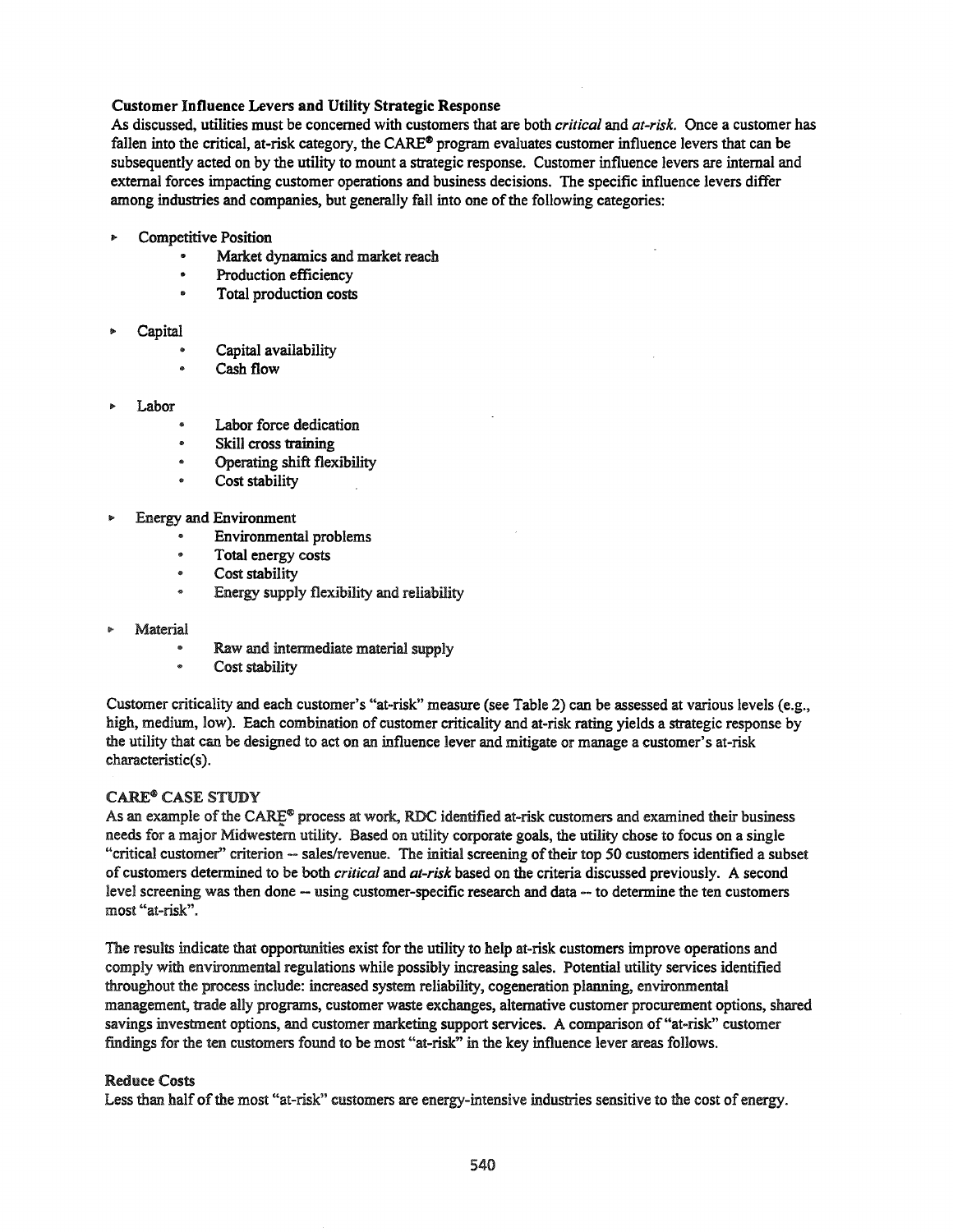### Customer Influence Levers and Utility Strategic Response

As discussed, utilities must be concerned with customers that are both *critical* and *at-risk.* Once a customer has fallen into the critical, at-risk category, the CARE® program evaluates customer influence levers that can be subsequently acted on by the utility to mount a strategic response. Customer influence levers are internal and external forces impacting customer operations and business decisions. The specific influence levers differ among industries and companies, but generally fall into one of the following categories:

- Competitive Position
    - Market dynamics and market reach
    - Production efficiency
    - Total production costs
- Capital
    - Capital availability
    - Cash flow
- Labor
    - Labor force dedication
    - Skill cross training
    - Operating shift flexibility
    - Cost stability
- Energy and Environment
    - Environmental problems
    - Total energy costs
    - Cost stability
    - Energy supply flexibility and reliability
- Material
    - Raw and intermediate material supply
    - Cost stability

Customer criticality and each customer's "at-risk" measure (see Table 2) can be assessed at various levels (e.g., high, medium, low). Each combination of customer criticality and at-risk rating yields a strategic response by the utility that can be designed to act on an influence lever and mitigate or manage a customer's at-risk characteristic(s).

### CARE® CASE STUDY

As an example of the CARE® process at work, RDC identified at-risk customers and examined their business needs for a major Midwestern utility. Based on utility corporate goals, the utility chose to focus on a single "critical customer" criterion -- sales/revenue. The initial screening of their top 50 customers identified a subset of customers determined to be both *critical* and *at-risk* based on the criteria discussed previously. A second level screening was then done -- using customer-specific research and data -- to determine the ten customers most "at-risk".

The results indicate that opportunities exist for the utility to help at-risk customers improve operations and comply with environmental regulations while possibly increasing sales. Potential utility services identified throughout the process include: increased system reliability, cogeneration planning, environmental management, trade ally programs, customer waste exchanges, alternative customer procurement options, shared savings investment options, and customer marketing support services. A comparison of "at-risk" customer findings for the ten customers found to be most "at-risk" in the key influence lever areas follows.

### Reduce Costs

Less than half of the most "at-risk" customers are energy-intensive industries sensitive to the cost of energy.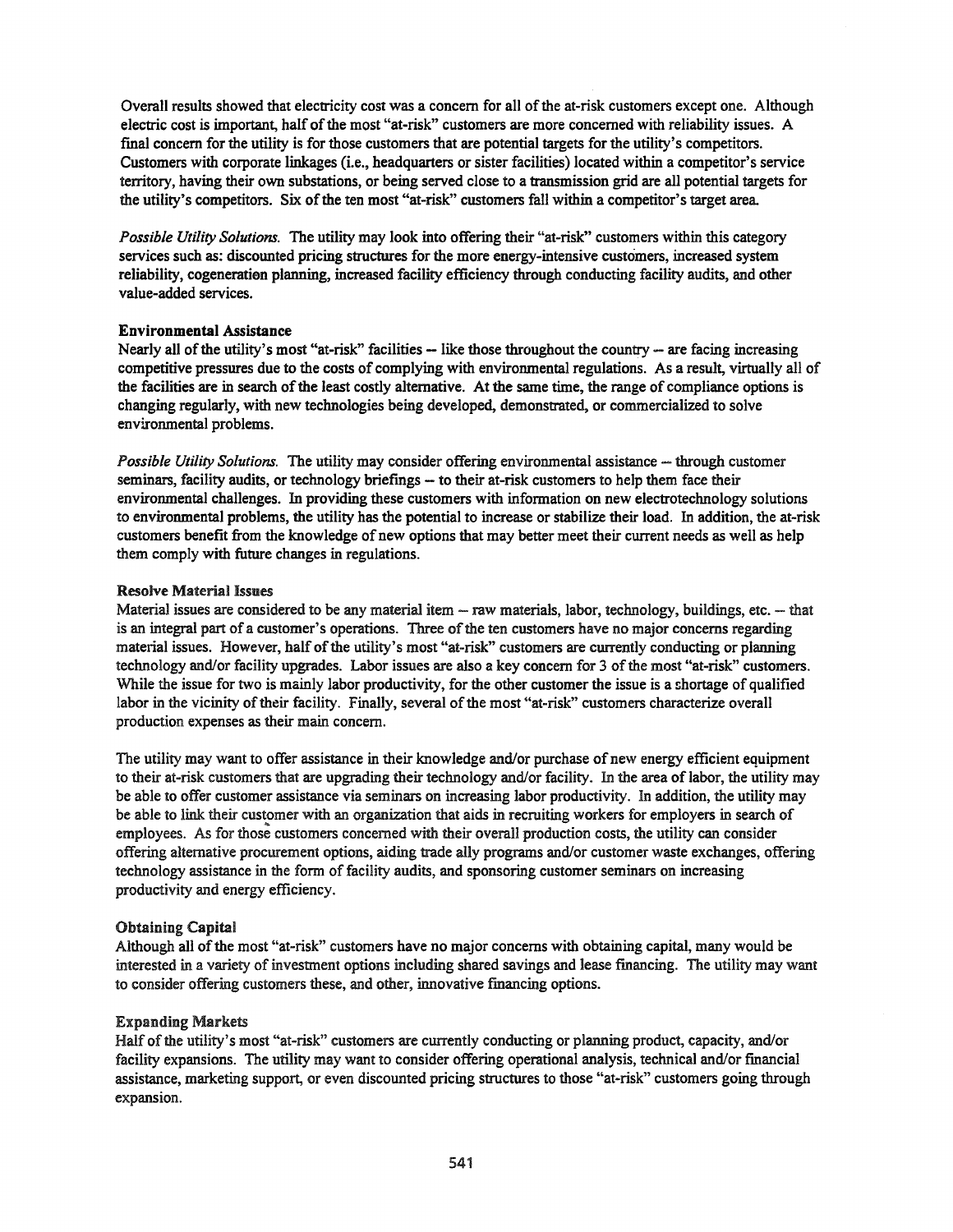Overall results showed that electricity cost was a concern for all of the at-risk customers except one. Although electric cost is important, half of the most "at-risk" customers are more concerned with reliability issues. A final concern for the utility is for those customers that are potential targets for the utility's competitors. Customers with corporate linkages (i.e., headquarters or sister facilities) located within a competitor's service territory, having their own substations, or being served close to a transmission grid are all potential targets for the utility's competitors. Six of the ten most "at-risk" customers fall within a competitor's target area.

*Possible Utility Solutions.* The utility may look into offering their "at-risk" customers within this category services such as: discounted pricing structures for the more energy-intensive customers, increased system reliability, cogeneration planning, increased facility efficiency through conducting facility audits, and other value-added services.

**Environmental Assistance**

Nearly all of the utility's most "at-risk" facilities -- like those throughout the country -- are facing increasing competitive pressures due to the costs of complying with environmental regulations. As a result, virtually all of the facilities are in search of the least costly alternative. At the same time, the range of compliance options is changing regularly, with new technologies being developed, demonstrated, or commercialized to solve environmental problems.

*Possible Utility Solutions.* The utility may consider offering environmental assistance -- through customer seminars, facility audits, or technology briefings -- to their at-risk customers to help them face their environmental challenges. In providing these customers with information on new electrotechnology solutions to environmental problems, the utility has the potential to increase or stabilize their load. In addition, the at-risk customers benefit from the knowledge of new options that may better meet their current needs as well as help them comply with future changes in regulations.

**Resolve Material Issues**

Material issues are considered to be any material item -- raw materials, labor, technology, buildings, etc. -- that is an integral part of a customer's operations. Three of the ten customers have no major concerns regarding material issues. However, half of the utility's most "at-risk" customers are currently conducting or planning technology and/or facility upgrades. Labor issues are also a key concern for 3 of the most "at-risk" customers. While the issue for two is mainly labor productivity, for the other customer the issue is a shortage of qualified labor in the vicinity of their facility. Finally, several of the most "at-risk" customers characterize overall production expenses as their main concern.

The utility may want to offer assistance in their knowledge and/or purchase of new energy efficient equipment to their at-risk customers that are upgrading their technology and/or facility. In the area of labor, the utility may be able to offer customer assistance via seminars on increasing labor productivity. In addition, the utility may be able to link their customer with an organization that aids in recruiting workers for employers in search of employees. As for those customers concerned with their overall production costs, the utility can consider offering alternative procurement options, aiding trade ally programs and/or customer waste exchanges, offering technology assistance in the form of facility audits, and sponsoring customer seminars on increasing productivity and energy efficiency.

**Obtaining Capital**

Although all of the most "at-risk" customers have no major concerns with obtaining capital, many would be interested in a variety of investment options including shared savings and lease financing. The utility may want to consider offering customers these, and other, innovative financing options.

**Expanding Markets**

Half of the utility's most "at-risk" customers are currently conducting or planning product, capacity, and/or facility expansions. The utility may want to consider offering operational analysis, technical and/or financial assistance, marketing support, or even discounted pricing structures to those "at-risk" customers going through expansion.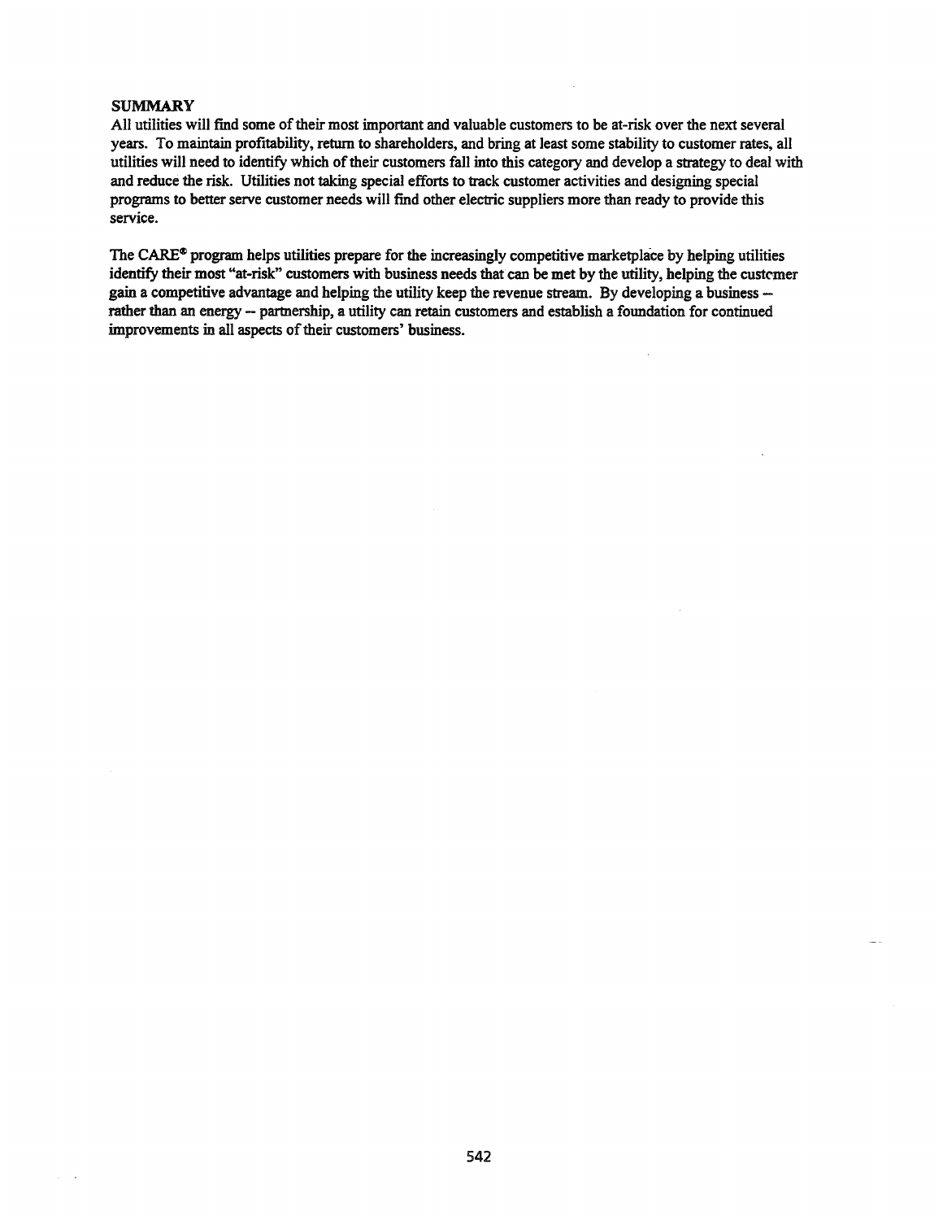## SUMMARY

All utilities will find some of their most important and valuable customers to be at-risk over the next several years. To maintain profitability, return to shareholders, and bring at least some stability to customer rates, all utilities will need to identify which of their customers fall into this category and develop a strategy to deal with and reduce the risk. Utilities not taking special efforts to track customer activities and designing special programs to better serve customer needs will find other electric suppliers more than ready to provide this service.

The CARE® program helps utilities prepare for the increasingly competitive marketplace by helping utilities identify their most "at-risk" customers with business needs that can be met by the utility, helping the customer gain a competitive advantage and helping the utility keep the revenue stream. By developing a business -- rather than an energy -- partnership, a utility can retain customers and establish a foundation for continued improvements in all aspects of their customers' business.